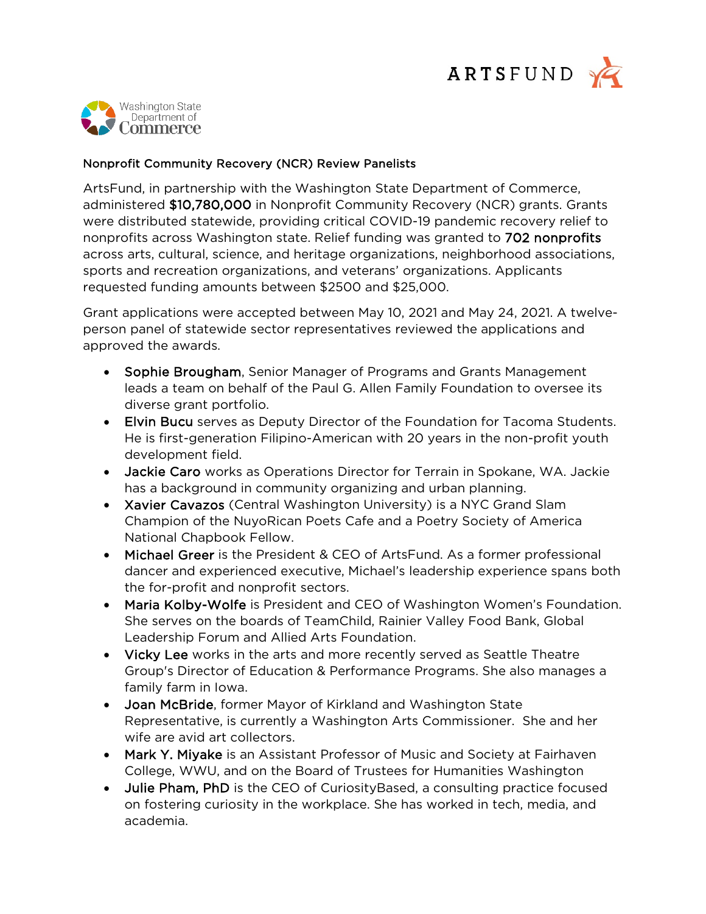## Nonprofit Community Recovery (NCR) Review Panelists

ArtsFund, in partnership with the Washington State Department of Commerce, administered **$10,780,000** in Nonprofit Community Recovery (NCR) grants. Grants were distributed statewide, providing critical COVID-19 pandemic recovery relief to nonprofits across Washington state. Relief funding was granted to **702 nonprofits** across arts, cultural, science, and heritage organizations, neighborhood associations, sports and recreation organizations, and veterans' organizations. Applicants requested funding amounts between $2500 and $25,000.

Grant applications were accepted between May 10, 2021 and May 24, 2021. A twelve-person panel of statewide sector representatives reviewed the applications and approved the awards.

- **Sophie Brougham**, Senior Manager of Programs and Grants Management leads a team on behalf of the Paul G. Allen Family Foundation to oversee its diverse grant portfolio.
- **Elvin Bucu** serves as Deputy Director of the Foundation for Tacoma Students. He is first-generation Filipino-American with 20 years in the non-profit youth development field.
- **Jackie Caro** works as Operations Director for Terrain in Spokane, WA. Jackie has a background in community organizing and urban planning.
- **Xavier Cavazos** (Central Washington University) is a NYC Grand Slam Champion of the NuyoRican Poets Cafe and a Poetry Society of America National Chapbook Fellow.
- **Michael Greer** is the President & CEO of ArtsFund. As a former professional dancer and experienced executive, Michael's leadership experience spans both the for-profit and nonprofit sectors.
- **Maria Kolby-Wolfe** is President and CEO of Washington Women's Foundation. She serves on the boards of TeamChild, Rainier Valley Food Bank, Global Leadership Forum and Allied Arts Foundation.
- **Vicky Lee** works in the arts and more recently served as Seattle Theatre Group's Director of Education & Performance Programs. She also manages a family farm in Iowa.
- **Joan McBride**, former Mayor of Kirkland and Washington State Representative, is currently a Washington Arts Commissioner. She and her wife are avid art collectors.
- **Mark Y. Miyake** is an Assistant Professor of Music and Society at Fairhaven College, WWU, and on the Board of Trustees for Humanities Washington
- **Julie Pham, PhD** is the CEO of CuriosityBased, a consulting practice focused on fostering curiosity in the workplace. She has worked in tech, media, and academia.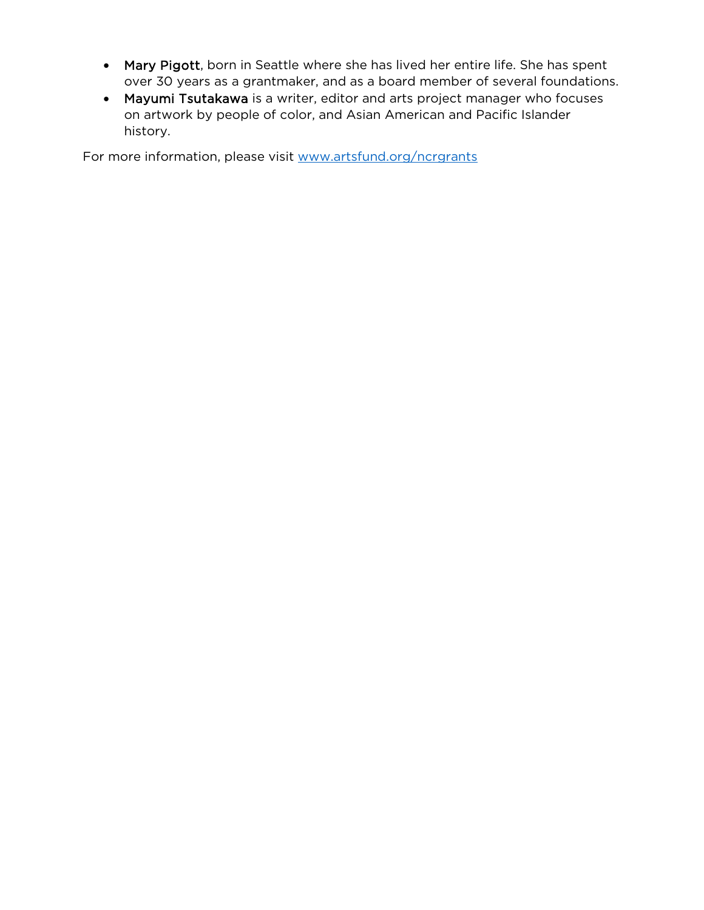- **Mary Pigott**, born in Seattle where she has lived her entire life. She has spent over 30 years as a grantmaker, and as a board member of several foundations.
- **Mayumi Tsutakawa** is a writer, editor and arts project manager who focuses on artwork by people of color, and Asian American and Pacific Islander history.

For more information, please visit [www.artsfund.org/ncrgrants](www.artsfund.org/ncrgrants)